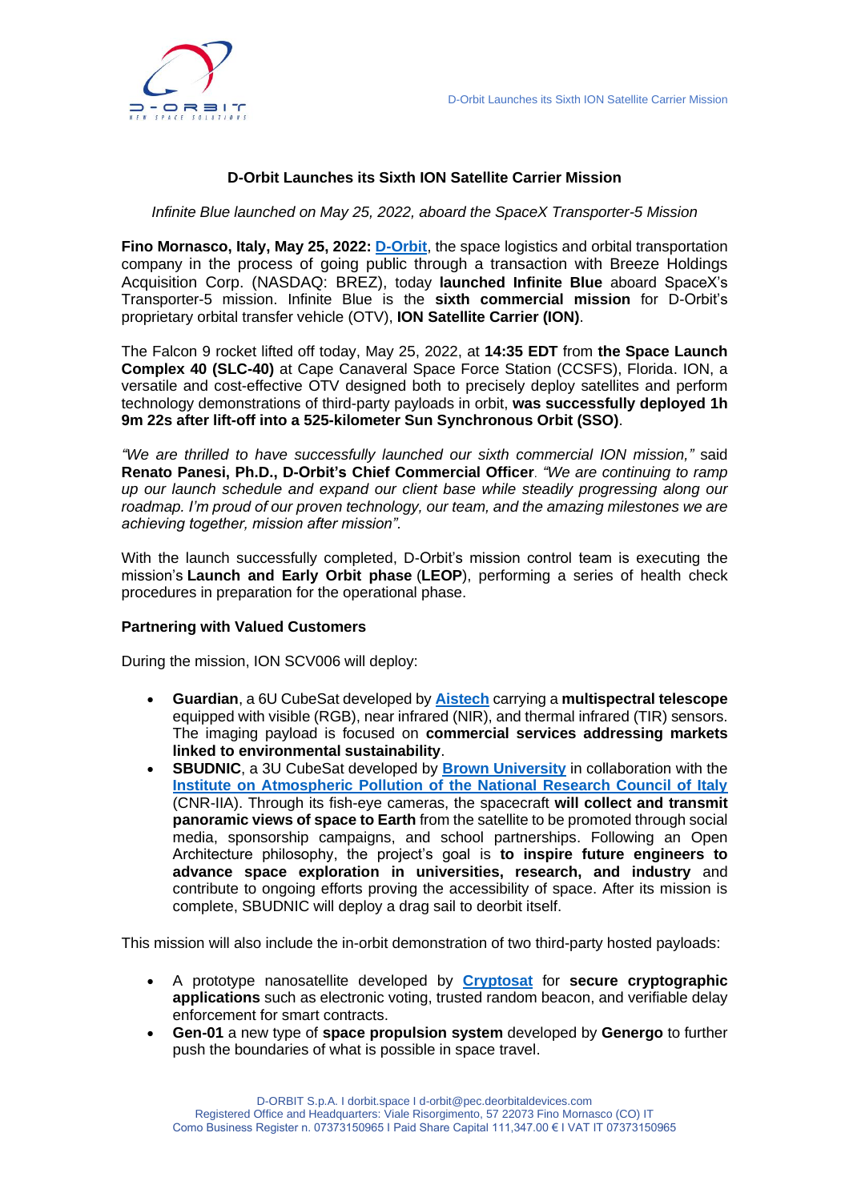# D-Orbit Launches its Sixth ION Satellite Carrier Mission

*Infinite Blue launched on May 25, 2022, aboard the SpaceX Transporter-5 Mission*

**Fino Mornasco, Italy, May 25, 2022:** **[D-Orbit](https://dorbit.space)**, the space logistics and orbital transportation company in the process of going public through a transaction with Breeze Holdings Acquisition Corp. (NASDAQ: BREZ), today **launched Infinite Blue** aboard SpaceX's Transporter-5 mission. Infinite Blue is the **sixth commercial mission** for D-Orbit's proprietary orbital transfer vehicle (OTV), **ION Satellite Carrier (ION)**.

The Falcon 9 rocket lifted off today, May 25, 2022, at **14:35 EDT** from **the Space Launch Complex 40 (SLC-40)** at Cape Canaveral Space Force Station (CCSFS), Florida. ION, a versatile and cost-effective OTV designed both to precisely deploy satellites and perform technology demonstrations of third-party payloads in orbit, **was successfully deployed 1h 9m 22s after lift-off into a 525-kilometer Sun Synchronous Orbit (SSO)**.

*"We are thrilled to have successfully launched our sixth commercial ION mission,"* said **Renato Panesi, Ph.D., D-Orbit's Chief Commercial Officer**. *"We are continuing to ramp up our launch schedule and expand our client base while steadily progressing along our roadmap. I'm proud of our proven technology, our team, and the amazing milestones we are achieving together, mission after mission".*

With the launch successfully completed, D-Orbit's mission control team is executing the mission's **Launch and Early Orbit phase** (**LEOP**), performing a series of health check procedures in preparation for the operational phase.

**Partnering with Valued Customers**

During the mission, ION SCV006 will deploy:

- **Guardian**, a 6U CubeSat developed by **Aistech** carrying a **multispectral telescope** equipped with visible (RGB), near infrared (NIR), and thermal infrared (TIR) sensors. The imaging payload is focused on **commercial services addressing markets linked to environmental sustainability**.
- **SBUDNIC**, a 3U CubeSat developed by **Brown University** in collaboration with the **Institute on Atmospheric Pollution of the National Research Council of Italy** (CNR-IIA). Through its fish-eye cameras, the spacecraft **will collect and transmit panoramic views of space to Earth** from the satellite to be promoted through social media, sponsorship campaigns, and school partnerships. Following an Open Architecture philosophy, the project's goal is **to inspire future engineers to advance space exploration in universities, research, and industry** and contribute to ongoing efforts proving the accessibility of space. After its mission is complete, SBUDNIC will deploy a drag sail to deorbit itself.

This mission will also include the in-orbit demonstration of two third-party hosted payloads:

- A prototype nanosatellite developed by **Cryptosat** for **secure cryptographic applications** such as electronic voting, trusted random beacon, and verifiable delay enforcement for smart contracts.
- **Gen-01** a new type of **space propulsion system** developed by **Genergo** to further push the boundaries of what is possible in space travel.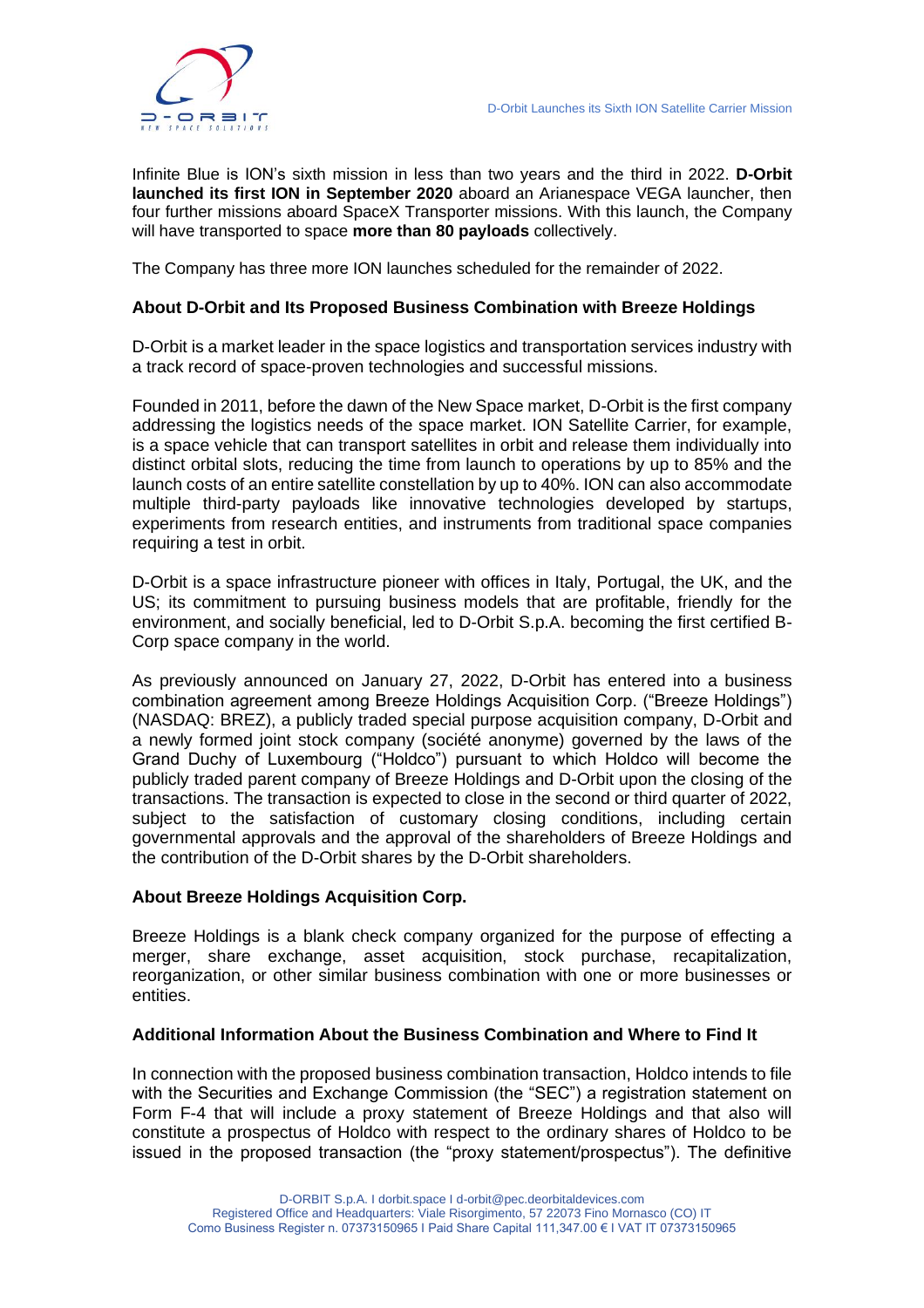Infinite Blue is ION's sixth mission in less than two years and the third in 2022. **D-Orbit launched its first ION in September 2020** aboard an Arianespace VEGA launcher, then four further missions aboard SpaceX Transporter missions. With this launch, the Company will have transported to space **more than 80 payloads** collectively.

The Company has three more ION launches scheduled for the remainder of 2022.

### About D-Orbit and Its Proposed Business Combination with Breeze Holdings

D-Orbit is a market leader in the space logistics and transportation services industry with a track record of space-proven technologies and successful missions.

Founded in 2011, before the dawn of the New Space market, D-Orbit is the first company addressing the logistics needs of the space market. ION Satellite Carrier, for example, is a space vehicle that can transport satellites in orbit and release them individually into distinct orbital slots, reducing the time from launch to operations by up to 85% and the launch costs of an entire satellite constellation by up to 40%. ION can also accommodate multiple third-party payloads like innovative technologies developed by startups, experiments from research entities, and instruments from traditional space companies requiring a test in orbit.

D-Orbit is a space infrastructure pioneer with offices in Italy, Portugal, the UK, and the US; its commitment to pursuing business models that are profitable, friendly for the environment, and socially beneficial, led to D-Orbit S.p.A. becoming the first certified B-Corp space company in the world.

As previously announced on January 27, 2022, D-Orbit has entered into a business combination agreement among Breeze Holdings Acquisition Corp. ("Breeze Holdings") (NASDAQ: BREZ), a publicly traded special purpose acquisition company, D-Orbit and a newly formed joint stock company (société anonyme) governed by the laws of the Grand Duchy of Luxembourg ("Holdco") pursuant to which Holdco will become the publicly traded parent company of Breeze Holdings and D-Orbit upon the closing of the transactions. The transaction is expected to close in the second or third quarter of 2022, subject to the satisfaction of customary closing conditions, including certain governmental approvals and the approval of the shareholders of Breeze Holdings and the contribution of the D-Orbit shares by the D-Orbit shareholders.

### About Breeze Holdings Acquisition Corp.

Breeze Holdings is a blank check company organized for the purpose of effecting a merger, share exchange, asset acquisition, stock purchase, recapitalization, reorganization, or other similar business combination with one or more businesses or entities.

### Additional Information About the Business Combination and Where to Find It

In connection with the proposed business combination transaction, Holdco intends to file with the Securities and Exchange Commission (the "SEC") a registration statement on Form F-4 that will include a proxy statement of Breeze Holdings and that also will constitute a prospectus of Holdco with respect to the ordinary shares of Holdco to be issued in the proposed transaction (the "proxy statement/prospectus"). The definitive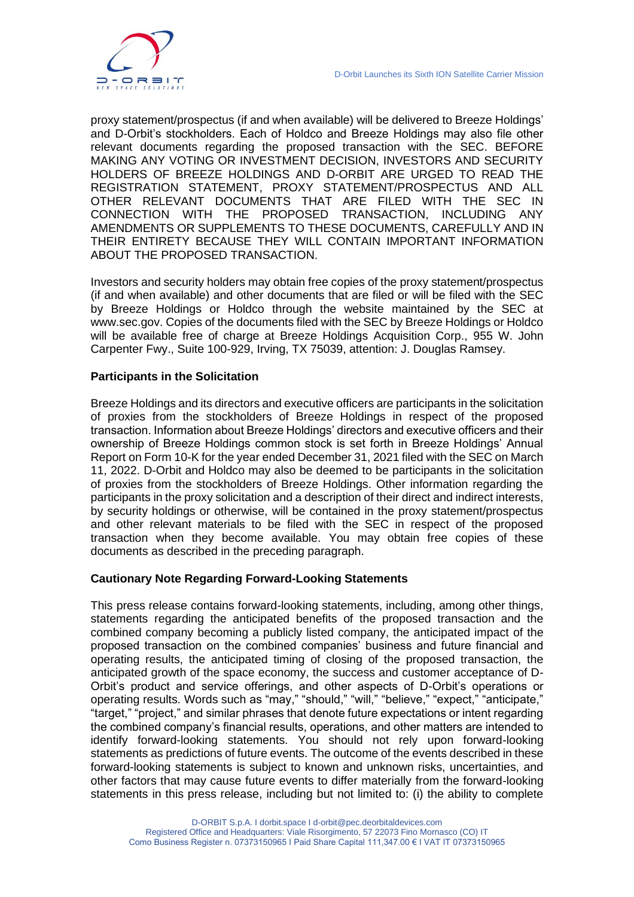proxy statement/prospectus (if and when available) will be delivered to Breeze Holdings' and D-Orbit's stockholders. Each of Holdco and Breeze Holdings may also file other relevant documents regarding the proposed transaction with the SEC. BEFORE MAKING ANY VOTING OR INVESTMENT DECISION, INVESTORS AND SECURITY HOLDERS OF BREEZE HOLDINGS AND D-ORBIT ARE URGED TO READ THE REGISTRATION STATEMENT, PROXY STATEMENT/PROSPECTUS AND ALL OTHER RELEVANT DOCUMENTS THAT ARE FILED WITH THE SEC IN CONNECTION WITH THE PROPOSED TRANSACTION, INCLUDING ANY AMENDMENTS OR SUPPLEMENTS TO THESE DOCUMENTS, CAREFULLY AND IN THEIR ENTIRETY BECAUSE THEY WILL CONTAIN IMPORTANT INFORMATION ABOUT THE PROPOSED TRANSACTION.

Investors and security holders may obtain free copies of the proxy statement/prospectus (if and when available) and other documents that are filed or will be filed with the SEC by Breeze Holdings or Holdco through the website maintained by the SEC at www.sec.gov. Copies of the documents filed with the SEC by Breeze Holdings or Holdco will be available free of charge at Breeze Holdings Acquisition Corp., 955 W. John Carpenter Fwy., Suite 100-929, Irving, TX 75039, attention: J. Douglas Ramsey.

**Participants in the Solicitation**

Breeze Holdings and its directors and executive officers are participants in the solicitation of proxies from the stockholders of Breeze Holdings in respect of the proposed transaction. Information about Breeze Holdings' directors and executive officers and their ownership of Breeze Holdings common stock is set forth in Breeze Holdings' Annual Report on Form 10-K for the year ended December 31, 2021 filed with the SEC on March 11, 2022. D-Orbit and Holdco may also be deemed to be participants in the solicitation of proxies from the stockholders of Breeze Holdings. Other information regarding the participants in the proxy solicitation and a description of their direct and indirect interests, by security holdings or otherwise, will be contained in the proxy statement/prospectus and other relevant materials to be filed with the SEC in respect of the proposed transaction when they become available. You may obtain free copies of these documents as described in the preceding paragraph.

**Cautionary Note Regarding Forward-Looking Statements**

This press release contains forward-looking statements, including, among other things, statements regarding the anticipated benefits of the proposed transaction and the combined company becoming a publicly listed company, the anticipated impact of the proposed transaction on the combined companies' business and future financial and operating results, the anticipated timing of closing of the proposed transaction, the anticipated growth of the space economy, the success and customer acceptance of D-Orbit's product and service offerings, and other aspects of D-Orbit's operations or operating results. Words such as "may," "should," "will," "believe," "expect," "anticipate," "target," "project," and similar phrases that denote future expectations or intent regarding the combined company's financial results, operations, and other matters are intended to identify forward-looking statements. You should not rely upon forward-looking statements as predictions of future events. The outcome of the events described in these forward-looking statements is subject to known and unknown risks, uncertainties, and other factors that may cause future events to differ materially from the forward-looking statements in this press release, including but not limited to: (i) the ability to complete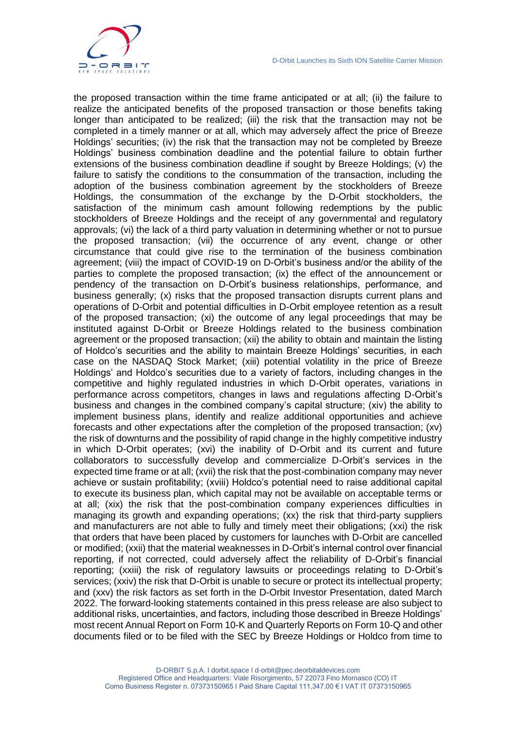the proposed transaction within the time frame anticipated or at all; (ii) the failure to realize the anticipated benefits of the proposed transaction or those benefits taking longer than anticipated to be realized; (iii) the risk that the transaction may not be completed in a timely manner or at all, which may adversely affect the price of Breeze Holdings' securities; (iv) the risk that the transaction may not be completed by Breeze Holdings' business combination deadline and the potential failure to obtain further extensions of the business combination deadline if sought by Breeze Holdings; (v) the failure to satisfy the conditions to the consummation of the transaction, including the adoption of the business combination agreement by the stockholders of Breeze Holdings, the consummation of the exchange by the D-Orbit stockholders, the satisfaction of the minimum cash amount following redemptions by the public stockholders of Breeze Holdings and the receipt of any governmental and regulatory approvals; (vi) the lack of a third party valuation in determining whether or not to pursue the proposed transaction; (vii) the occurrence of any event, change or other circumstance that could give rise to the termination of the business combination agreement; (viii) the impact of COVID-19 on D-Orbit's business and/or the ability of the parties to complete the proposed transaction; (ix) the effect of the announcement or pendency of the transaction on D-Orbit's business relationships, performance, and business generally; (x) risks that the proposed transaction disrupts current plans and operations of D-Orbit and potential difficulties in D-Orbit employee retention as a result of the proposed transaction; (xi) the outcome of any legal proceedings that may be instituted against D-Orbit or Breeze Holdings related to the business combination agreement or the proposed transaction; (xii) the ability to obtain and maintain the listing of Holdco's securities and the ability to maintain Breeze Holdings' securities, in each case on the NASDAQ Stock Market; (xiii) potential volatility in the price of Breeze Holdings' and Holdco's securities due to a variety of factors, including changes in the competitive and highly regulated industries in which D-Orbit operates, variations in performance across competitors, changes in laws and regulations affecting D-Orbit's business and changes in the combined company's capital structure; (xiv) the ability to implement business plans, identify and realize additional opportunities and achieve forecasts and other expectations after the completion of the proposed transaction; (xv) the risk of downturns and the possibility of rapid change in the highly competitive industry in which D-Orbit operates; (xvi) the inability of D-Orbit and its current and future collaborators to successfully develop and commercialize D-Orbit's services in the expected time frame or at all; (xvii) the risk that the post-combination company may never achieve or sustain profitability; (xviii) Holdco's potential need to raise additional capital to execute its business plan, which capital may not be available on acceptable terms or at all; (xix) the risk that the post-combination company experiences difficulties in managing its growth and expanding operations; (xx) the risk that third-party suppliers and manufacturers are not able to fully and timely meet their obligations; (xxi) the risk that orders that have been placed by customers for launches with D-Orbit are cancelled or modified; (xxii) that the material weaknesses in D-Orbit's internal control over financial reporting, if not corrected, could adversely affect the reliability of D-Orbit's financial reporting; (xxiii) the risk of regulatory lawsuits or proceedings relating to D-Orbit's services; (xxiv) the risk that D-Orbit is unable to secure or protect its intellectual property; and (xxv) the risk factors as set forth in the D-Orbit Investor Presentation, dated March 2022. The forward-looking statements contained in this press release are also subject to additional risks, uncertainties, and factors, including those described in Breeze Holdings' most recent Annual Report on Form 10-K and Quarterly Reports on Form 10-Q and other documents filed or to be filed with the SEC by Breeze Holdings or Holdco from time to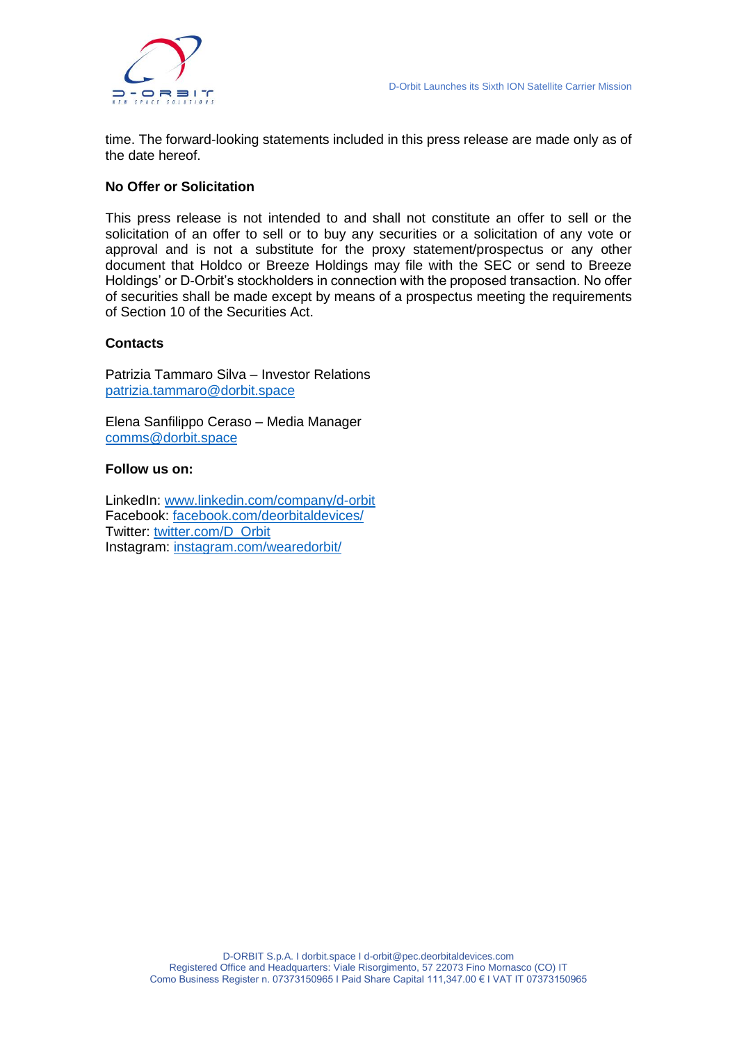time. The forward-looking statements included in this press release are made only as of the date hereof.

**No Offer or Solicitation**

This press release is not intended to and shall not constitute an offer to sell or the solicitation of an offer to sell or to buy any securities or a solicitation of any vote or approval and is not a substitute for the proxy statement/prospectus or any other document that Holdco or Breeze Holdings may file with the SEC or send to Breeze Holdings' or D-Orbit's stockholders in connection with the proposed transaction. No offer of securities shall be made except by means of a prospectus meeting the requirements of Section 10 of the Securities Act.

**Contacts**

Patrizia Tammaro Silva – Investor Relations
patrizia.tammaro@dorbit.space

Elena Sanfilippo Ceraso – Media Manager
comms@dorbit.space

**Follow us on:**

LinkedIn: www.linkedin.com/company/d-orbit
Facebook: facebook.com/deorbitaldevices/
Twitter: twitter.com/D_Orbit
Instagram: instagram.com/wearedorbit/